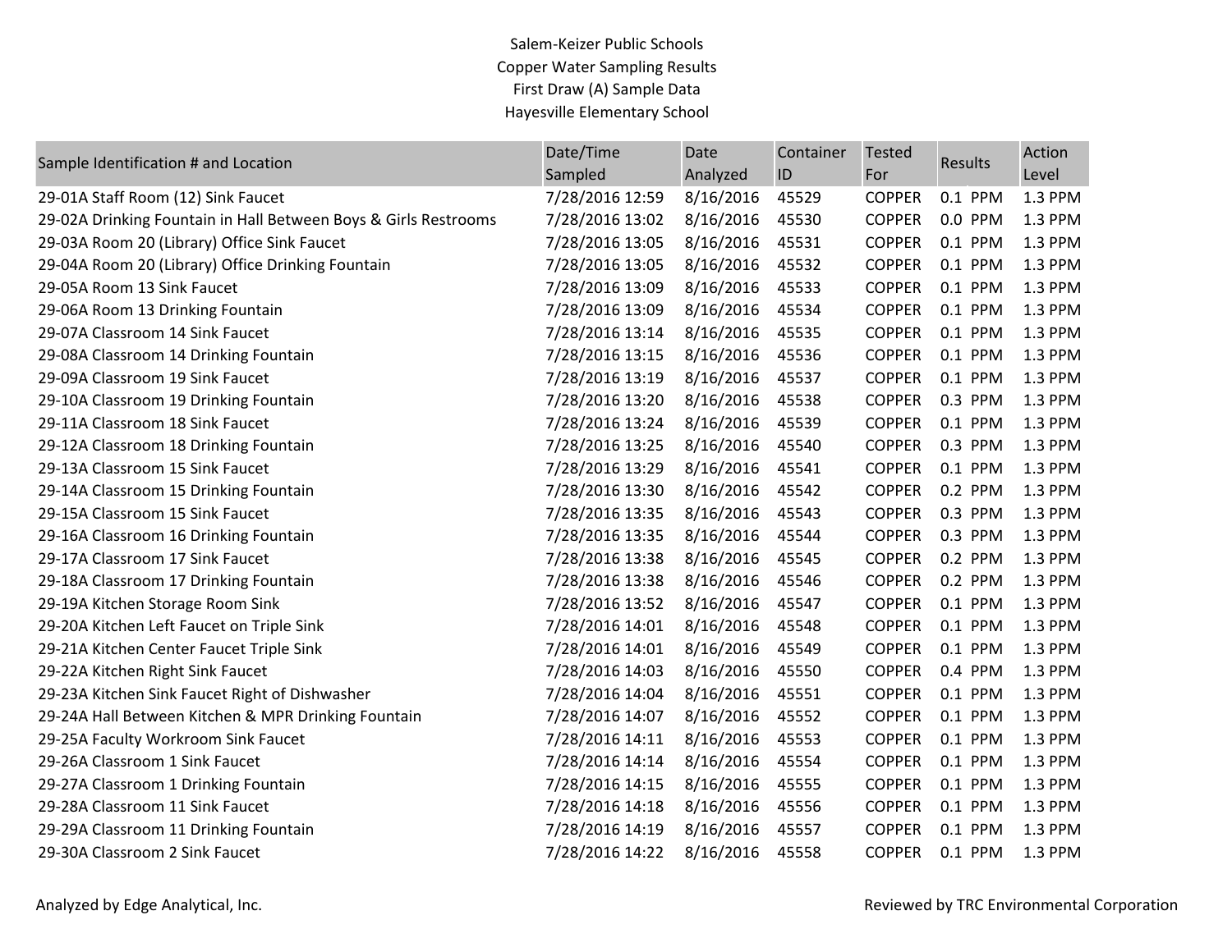# Salem-Keizer Public Schools
## Copper Water Sampling Results
### First Draw (A) Sample Data
### Hayesville Elementary School

| Sample Identification # and Location | Date/Time Sampled | Date Analyzed | Container ID | Tested For | Results | Action Level |
|---|---|---|---|---|---|---|
| 29-01A Staff Room (12) Sink Faucet | 7/28/2016 12:59 | 8/16/2016 | 45529 | COPPER | 0.1 PPM | 1.3 PPM |
| 29-02A Drinking Fountain in Hall Between Boys & Girls Restrooms | 7/28/2016 13:02 | 8/16/2016 | 45530 | COPPER | 0.0 PPM | 1.3 PPM |
| 29-03A Room 20 (Library) Office Sink Faucet | 7/28/2016 13:05 | 8/16/2016 | 45531 | COPPER | 0.1 PPM | 1.3 PPM |
| 29-04A Room 20 (Library) Office Drinking Fountain | 7/28/2016 13:05 | 8/16/2016 | 45532 | COPPER | 0.1 PPM | 1.3 PPM |
| 29-05A Room 13 Sink Faucet | 7/28/2016 13:09 | 8/16/2016 | 45533 | COPPER | 0.1 PPM | 1.3 PPM |
| 29-06A Room 13 Drinking Fountain | 7/28/2016 13:09 | 8/16/2016 | 45534 | COPPER | 0.1 PPM | 1.3 PPM |
| 29-07A Classroom 14 Sink Faucet | 7/28/2016 13:14 | 8/16/2016 | 45535 | COPPER | 0.1 PPM | 1.3 PPM |
| 29-08A Classroom 14 Drinking Fountain | 7/28/2016 13:15 | 8/16/2016 | 45536 | COPPER | 0.1 PPM | 1.3 PPM |
| 29-09A Classroom 19 Sink Faucet | 7/28/2016 13:19 | 8/16/2016 | 45537 | COPPER | 0.1 PPM | 1.3 PPM |
| 29-10A Classroom 19 Drinking Fountain | 7/28/2016 13:20 | 8/16/2016 | 45538 | COPPER | 0.3 PPM | 1.3 PPM |
| 29-11A Classroom 18 Sink Faucet | 7/28/2016 13:24 | 8/16/2016 | 45539 | COPPER | 0.1 PPM | 1.3 PPM |
| 29-12A Classroom 18 Drinking Fountain | 7/28/2016 13:25 | 8/16/2016 | 45540 | COPPER | 0.3 PPM | 1.3 PPM |
| 29-13A Classroom 15 Sink Faucet | 7/28/2016 13:29 | 8/16/2016 | 45541 | COPPER | 0.1 PPM | 1.3 PPM |
| 29-14A Classroom 15 Drinking Fountain | 7/28/2016 13:30 | 8/16/2016 | 45542 | COPPER | 0.2 PPM | 1.3 PPM |
| 29-15A Classroom 15 Sink Faucet | 7/28/2016 13:35 | 8/16/2016 | 45543 | COPPER | 0.3 PPM | 1.3 PPM |
| 29-16A Classroom 16 Drinking Fountain | 7/28/2016 13:35 | 8/16/2016 | 45544 | COPPER | 0.3 PPM | 1.3 PPM |
| 29-17A Classroom 17 Sink Faucet | 7/28/2016 13:38 | 8/16/2016 | 45545 | COPPER | 0.2 PPM | 1.3 PPM |
| 29-18A Classroom 17 Drinking Fountain | 7/28/2016 13:38 | 8/16/2016 | 45546 | COPPER | 0.2 PPM | 1.3 PPM |
| 29-19A Kitchen Storage Room Sink | 7/28/2016 13:52 | 8/16/2016 | 45547 | COPPER | 0.1 PPM | 1.3 PPM |
| 29-20A Kitchen Left Faucet on Triple Sink | 7/28/2016 14:01 | 8/16/2016 | 45548 | COPPER | 0.1 PPM | 1.3 PPM |
| 29-21A Kitchen Center Faucet Triple Sink | 7/28/2016 14:01 | 8/16/2016 | 45549 | COPPER | 0.1 PPM | 1.3 PPM |
| 29-22A Kitchen Right Sink Faucet | 7/28/2016 14:03 | 8/16/2016 | 45550 | COPPER | 0.4 PPM | 1.3 PPM |
| 29-23A Kitchen Sink Faucet Right of Dishwasher | 7/28/2016 14:04 | 8/16/2016 | 45551 | COPPER | 0.1 PPM | 1.3 PPM |
| 29-24A Hall Between Kitchen & MPR Drinking Fountain | 7/28/2016 14:07 | 8/16/2016 | 45552 | COPPER | 0.1 PPM | 1.3 PPM |
| 29-25A Faculty Workroom Sink Faucet | 7/28/2016 14:11 | 8/16/2016 | 45553 | COPPER | 0.1 PPM | 1.3 PPM |
| 29-26A Classroom 1 Sink Faucet | 7/28/2016 14:14 | 8/16/2016 | 45554 | COPPER | 0.1 PPM | 1.3 PPM |
| 29-27A Classroom 1 Drinking Fountain | 7/28/2016 14:15 | 8/16/2016 | 45555 | COPPER | 0.1 PPM | 1.3 PPM |
| 29-28A Classroom 11 Sink Faucet | 7/28/2016 14:18 | 8/16/2016 | 45556 | COPPER | 0.1 PPM | 1.3 PPM |
| 29-29A Classroom 11 Drinking Fountain | 7/28/2016 14:19 | 8/16/2016 | 45557 | COPPER | 0.1 PPM | 1.3 PPM |
| 29-30A Classroom 2 Sink Faucet | 7/28/2016 14:22 | 8/16/2016 | 45558 | COPPER | 0.1 PPM | 1.3 PPM |

Analyzed by Edge Analytical, Inc.

Reviewed by TRC Environmental Corporation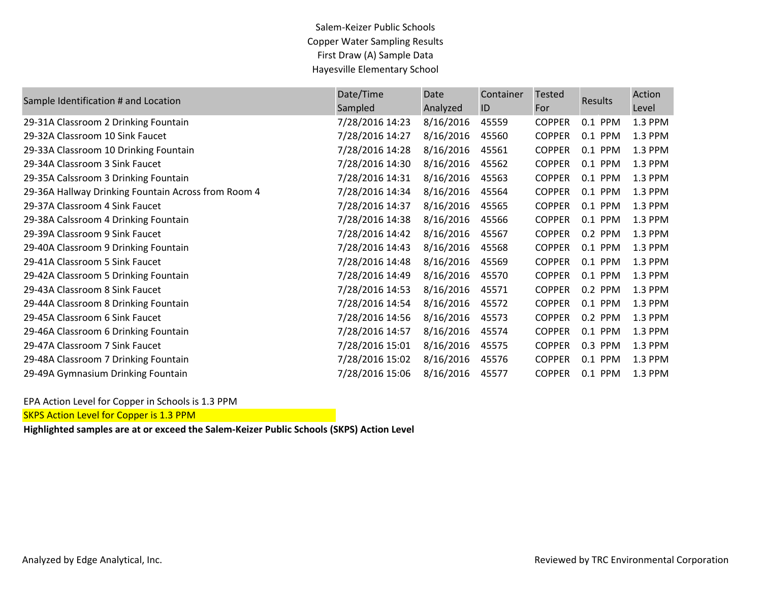Salem-Keizer Public Schools
Copper Water Sampling Results
First Draw (A) Sample Data
Hayesville Elementary School

| Sample Identification # and Location | Date/Time Sampled | Date Analyzed | Container ID | Tested For | Results | Action Level |
|---|---|---|---|---|---|---|
| 29-31A Classroom 2 Drinking Fountain | 7/28/2016 14:23 | 8/16/2016 | 45559 | COPPER | 0.1 PPM | 1.3 PPM |
| 29-32A Classroom 10 Sink Faucet | 7/28/2016 14:27 | 8/16/2016 | 45560 | COPPER | 0.1 PPM | 1.3 PPM |
| 29-33A Classroom 10 Drinking Fountain | 7/28/2016 14:28 | 8/16/2016 | 45561 | COPPER | 0.1 PPM | 1.3 PPM |
| 29-34A Classroom 3 Sink Faucet | 7/28/2016 14:30 | 8/16/2016 | 45562 | COPPER | 0.1 PPM | 1.3 PPM |
| 29-35A Calssroom 3 Drinking Fountain | 7/28/2016 14:31 | 8/16/2016 | 45563 | COPPER | 0.1 PPM | 1.3 PPM |
| 29-36A Hallway Drinking Fountain Across from Room 4 | 7/28/2016 14:34 | 8/16/2016 | 45564 | COPPER | 0.1 PPM | 1.3 PPM |
| 29-37A Classroom 4 Sink Faucet | 7/28/2016 14:37 | 8/16/2016 | 45565 | COPPER | 0.1 PPM | 1.3 PPM |
| 29-38A Calssroom 4 Drinking Fountain | 7/28/2016 14:38 | 8/16/2016 | 45566 | COPPER | 0.1 PPM | 1.3 PPM |
| 29-39A Classroom 9 Sink Faucet | 7/28/2016 14:42 | 8/16/2016 | 45567 | COPPER | 0.2 PPM | 1.3 PPM |
| 29-40A Classroom 9 Drinking Fountain | 7/28/2016 14:43 | 8/16/2016 | 45568 | COPPER | 0.1 PPM | 1.3 PPM |
| 29-41A Classroom 5 Sink Faucet | 7/28/2016 14:48 | 8/16/2016 | 45569 | COPPER | 0.1 PPM | 1.3 PPM |
| 29-42A Classroom 5 Drinking Fountain | 7/28/2016 14:49 | 8/16/2016 | 45570 | COPPER | 0.1 PPM | 1.3 PPM |
| 29-43A Classroom 8 Sink Faucet | 7/28/2016 14:53 | 8/16/2016 | 45571 | COPPER | 0.2 PPM | 1.3 PPM |
| 29-44A Classroom 8 Drinking Fountain | 7/28/2016 14:54 | 8/16/2016 | 45572 | COPPER | 0.1 PPM | 1.3 PPM |
| 29-45A Classroom 6 Sink Faucet | 7/28/2016 14:56 | 8/16/2016 | 45573 | COPPER | 0.2 PPM | 1.3 PPM |
| 29-46A Classroom 6 Drinking Fountain | 7/28/2016 14:57 | 8/16/2016 | 45574 | COPPER | 0.1 PPM | 1.3 PPM |
| 29-47A Classroom 7 Sink Faucet | 7/28/2016 15:01 | 8/16/2016 | 45575 | COPPER | 0.3 PPM | 1.3 PPM |
| 29-48A Classroom 7 Drinking Fountain | 7/28/2016 15:02 | 8/16/2016 | 45576 | COPPER | 0.1 PPM | 1.3 PPM |
| 29-49A Gymnasium Drinking Fountain | 7/28/2016 15:06 | 8/16/2016 | 45577 | COPPER | 0.1 PPM | 1.3 PPM |

EPA Action Level for Copper in Schools is 1.3 PPM

SKPS Action Level for Copper is 1.3 PPM

**Highlighted samples are at or exceed the Salem-Keizer Public Schools (SKPS) Action Level**

Analyzed by Edge Analytical, Inc.

Reviewed by TRC Environmental Corporation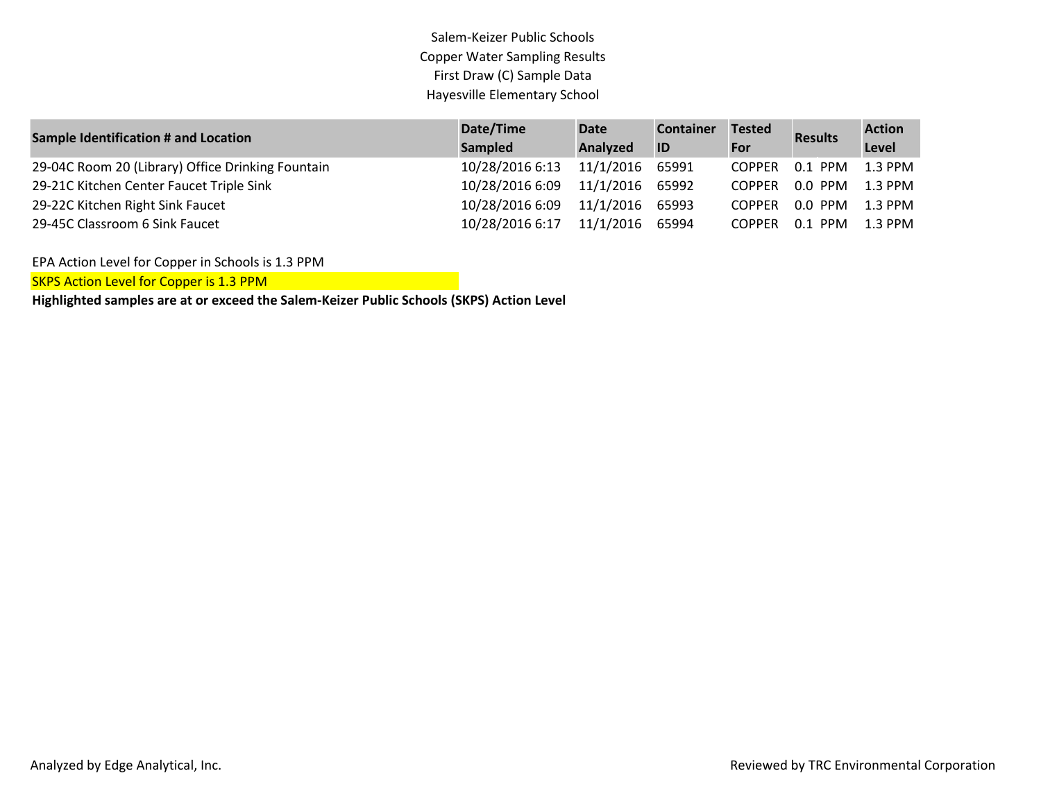Salem-Keizer Public Schools
Copper Water Sampling Results
First Draw (C) Sample Data
Hayesville Elementary School

| Sample Identification # and Location | Date/Time Sampled | Date Analyzed | Container ID | Tested For | Results | Action Level |
|---|---|---|---|---|---|---|
| 29-04C Room 20 (Library) Office Drinking Fountain | 10/28/2016 6:13 | 11/1/2016 | 65991 | COPPER | 0.1 PPM | 1.3 PPM |
| 29-21C Kitchen Center Faucet Triple Sink | 10/28/2016 6:09 | 11/1/2016 | 65992 | COPPER | 0.0 PPM | 1.3 PPM |
| 29-22C Kitchen Right Sink Faucet | 10/28/2016 6:09 | 11/1/2016 | 65993 | COPPER | 0.0 PPM | 1.3 PPM |
| 29-45C Classroom 6 Sink Faucet | 10/28/2016 6:17 | 11/1/2016 | 65994 | COPPER | 0.1 PPM | 1.3 PPM |

EPA Action Level for Copper in Schools is 1.3 PPM

SKPS Action Level for Copper is 1.3 PPM

**Highlighted samples are at or exceed the Salem-Keizer Public Schools (SKPS) Action Level**

Analyzed by Edge Analytical, Inc.

Reviewed by TRC Environmental Corporation